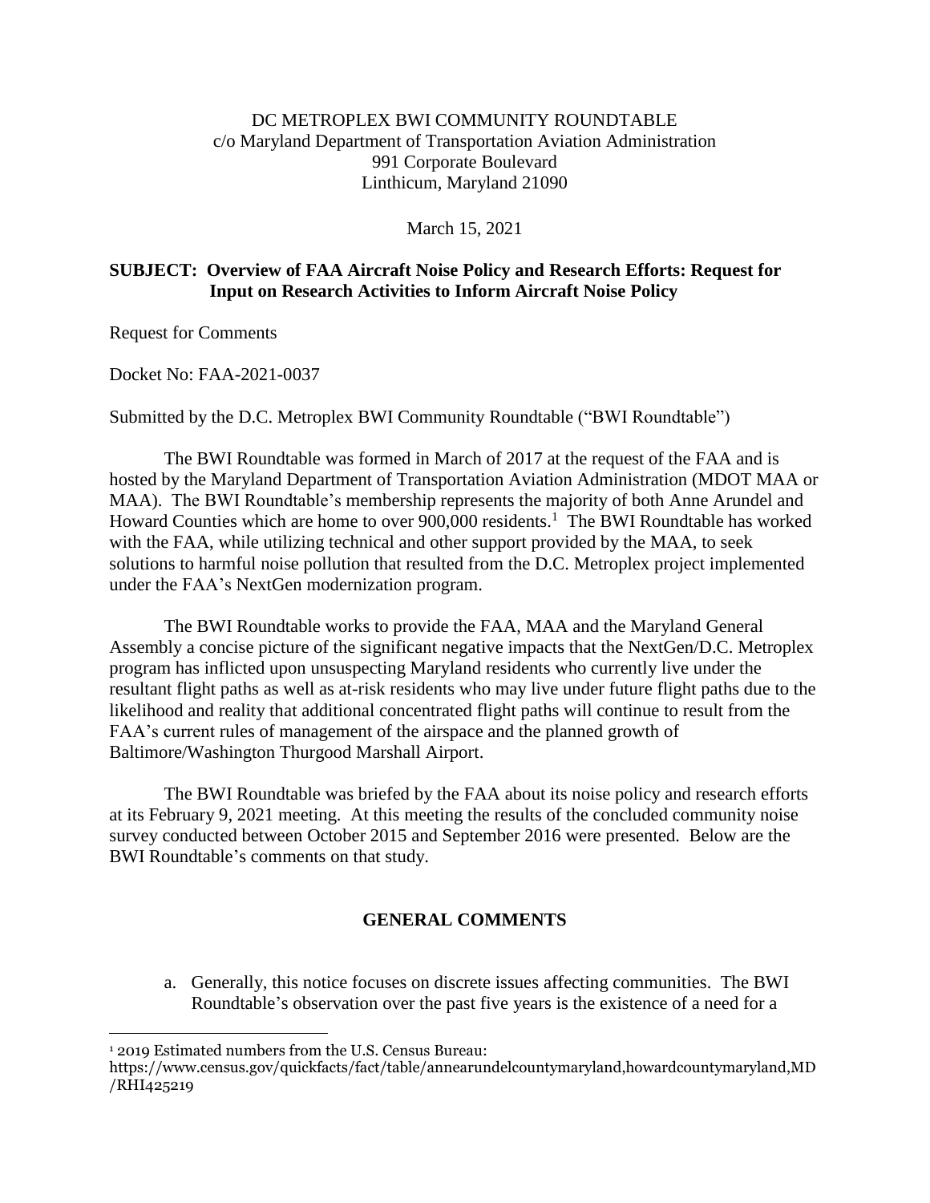DC METROPLEX BWI COMMUNITY ROUNDTABLE
c/o Maryland Department of Transportation Aviation Administration
991 Corporate Boulevard
Linthicum, Maryland 21090

March 15, 2021

**SUBJECT: Overview of FAA Aircraft Noise Policy and Research Efforts: Request for Input on Research Activities to Inform Aircraft Noise Policy**

Request for Comments

Docket No: FAA-2021-0037

Submitted by the D.C. Metroplex BWI Community Roundtable ("BWI Roundtable")

The BWI Roundtable was formed in March of 2017 at the request of the FAA and is hosted by the Maryland Department of Transportation Aviation Administration (MDOT MAA or MAA). The BWI Roundtable's membership represents the majority of both Anne Arundel and Howard Counties which are home to over 900,000 residents.[1] The BWI Roundtable has worked with the FAA, while utilizing technical and other support provided by the MAA, to seek solutions to harmful noise pollution that resulted from the D.C. Metroplex project implemented under the FAA's NextGen modernization program.

The BWI Roundtable works to provide the FAA, MAA and the Maryland General Assembly a concise picture of the significant negative impacts that the NextGen/D.C. Metroplex program has inflicted upon unsuspecting Maryland residents who currently live under the resultant flight paths as well as at-risk residents who may live under future flight paths due to the likelihood and reality that additional concentrated flight paths will continue to result from the FAA's current rules of management of the airspace and the planned growth of Baltimore/Washington Thurgood Marshall Airport.

The BWI Roundtable was briefed by the FAA about its noise policy and research efforts at its February 9, 2021 meeting. At this meeting the results of the concluded community noise survey conducted between October 2015 and September 2016 were presented. Below are the BWI Roundtable's comments on that study.

## GENERAL COMMENTS

a. Generally, this notice focuses on discrete issues affecting communities. The BWI Roundtable's observation over the past five years is the existence of a need for a

---

[1] 2019 Estimated numbers from the U.S. Census Bureau: https://www.census.gov/quickfacts/fact/table/annearundelcountymaryland,howardcountymaryland,MD/RHI425219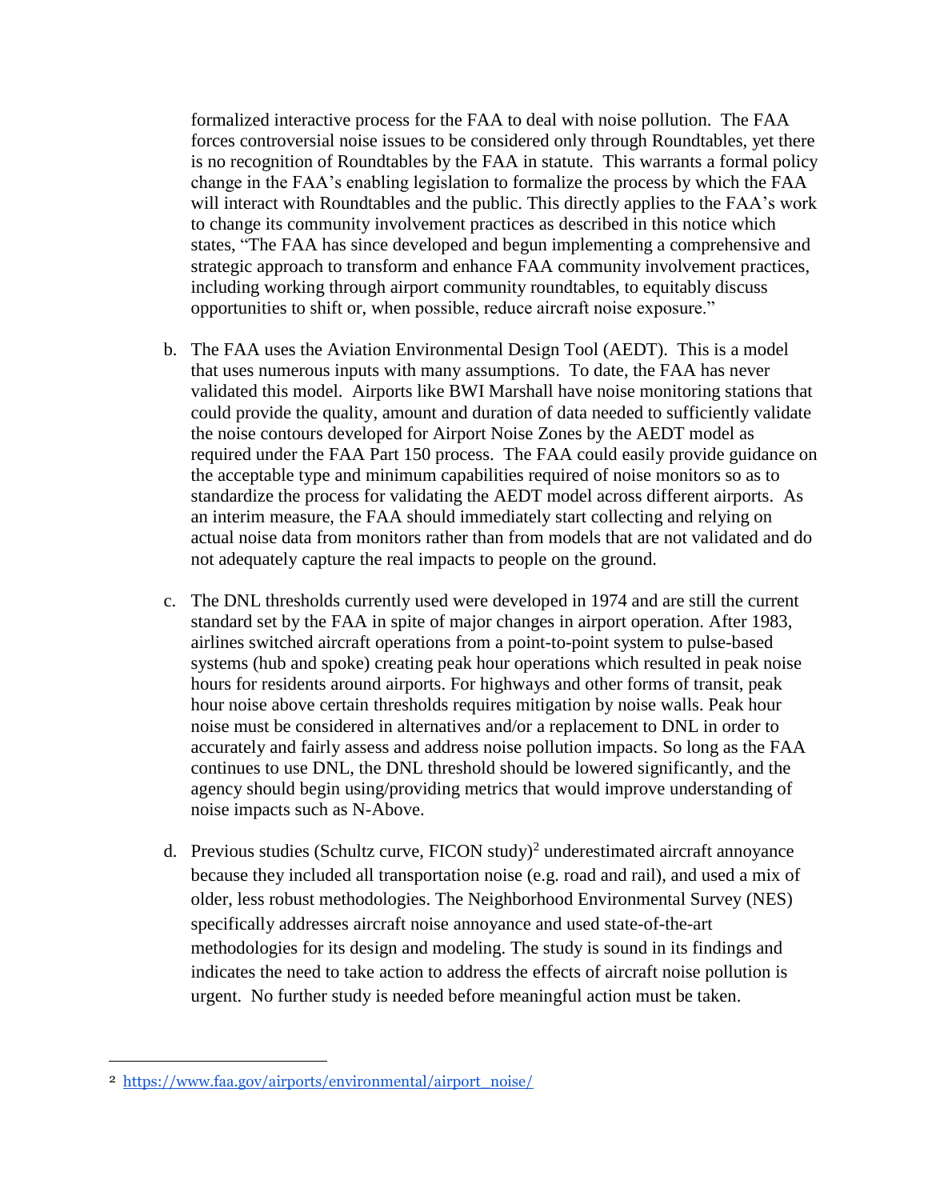formalized interactive process for the FAA to deal with noise pollution. The FAA forces controversial noise issues to be considered only through Roundtables, yet there is no recognition of Roundtables by the FAA in statute. This warrants a formal policy change in the FAA's enabling legislation to formalize the process by which the FAA will interact with Roundtables and the public. This directly applies to the FAA's work to change its community involvement practices as described in this notice which states, "The FAA has since developed and begun implementing a comprehensive and strategic approach to transform and enhance FAA community involvement practices, including working through airport community roundtables, to equitably discuss opportunities to shift or, when possible, reduce aircraft noise exposure."

b. The FAA uses the Aviation Environmental Design Tool (AEDT). This is a model that uses numerous inputs with many assumptions. To date, the FAA has never validated this model. Airports like BWI Marshall have noise monitoring stations that could provide the quality, amount and duration of data needed to sufficiently validate the noise contours developed for Airport Noise Zones by the AEDT model as required under the FAA Part 150 process. The FAA could easily provide guidance on the acceptable type and minimum capabilities required of noise monitors so as to standardize the process for validating the AEDT model across different airports. As an interim measure, the FAA should immediately start collecting and relying on actual noise data from monitors rather than from models that are not validated and do not adequately capture the real impacts to people on the ground.

c. The DNL thresholds currently used were developed in 1974 and are still the current standard set by the FAA in spite of major changes in airport operation. After 1983, airlines switched aircraft operations from a point-to-point system to pulse-based systems (hub and spoke) creating peak hour operations which resulted in peak noise hours for residents around airports. For highways and other forms of transit, peak hour noise above certain thresholds requires mitigation by noise walls. Peak hour noise must be considered in alternatives and/or a replacement to DNL in order to accurately and fairly assess and address noise pollution impacts. So long as the FAA continues to use DNL, the DNL threshold should be lowered significantly, and the agency should begin using/providing metrics that would improve understanding of noise impacts such as N-Above.

d. Previous studies (Schultz curve, FICON study)[2] underestimated aircraft annoyance because they included all transportation noise (e.g. road and rail), and used a mix of older, less robust methodologies. The Neighborhood Environmental Survey (NES) specifically addresses aircraft noise annoyance and used state-of-the-art methodologies for its design and modeling. The study is sound in its findings and indicates the need to take action to address the effects of aircraft noise pollution is urgent. No further study is needed before meaningful action must be taken.

[2] https://www.faa.gov/airports/environmental/airport_noise/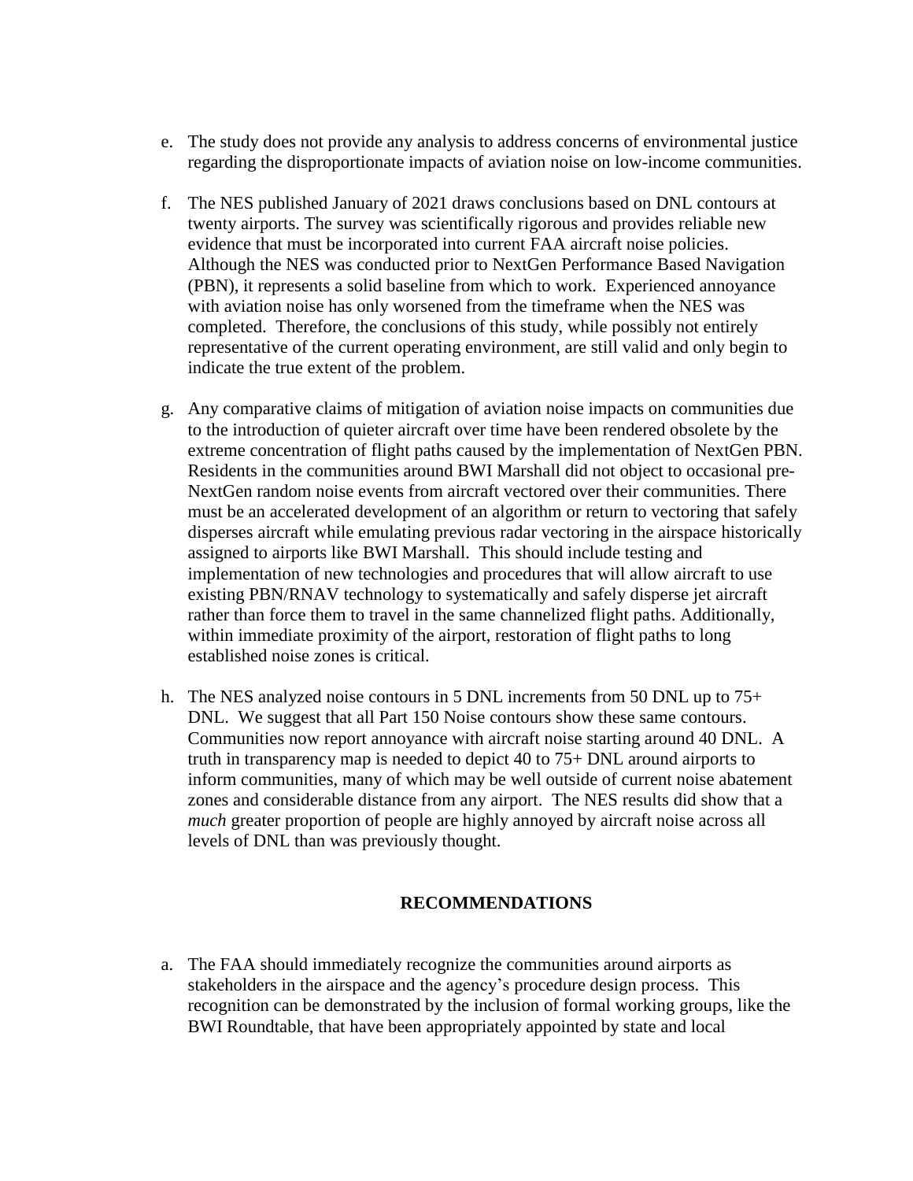e. The study does not provide any analysis to address concerns of environmental justice regarding the disproportionate impacts of aviation noise on low-income communities.

f. The NES published January of 2021 draws conclusions based on DNL contours at twenty airports. The survey was scientifically rigorous and provides reliable new evidence that must be incorporated into current FAA aircraft noise policies. Although the NES was conducted prior to NextGen Performance Based Navigation (PBN), it represents a solid baseline from which to work. Experienced annoyance with aviation noise has only worsened from the timeframe when the NES was completed. Therefore, the conclusions of this study, while possibly not entirely representative of the current operating environment, are still valid and only begin to indicate the true extent of the problem.

g. Any comparative claims of mitigation of aviation noise impacts on communities due to the introduction of quieter aircraft over time have been rendered obsolete by the extreme concentration of flight paths caused by the implementation of NextGen PBN. Residents in the communities around BWI Marshall did not object to occasional pre-NextGen random noise events from aircraft vectored over their communities. There must be an accelerated development of an algorithm or return to vectoring that safely disperses aircraft while emulating previous radar vectoring in the airspace historically assigned to airports like BWI Marshall. This should include testing and implementation of new technologies and procedures that will allow aircraft to use existing PBN/RNAV technology to systematically and safely disperse jet aircraft rather than force them to travel in the same channelized flight paths. Additionally, within immediate proximity of the airport, restoration of flight paths to long established noise zones is critical.

h. The NES analyzed noise contours in 5 DNL increments from 50 DNL up to 75+ DNL. We suggest that all Part 150 Noise contours show these same contours. Communities now report annoyance with aircraft noise starting around 40 DNL. A truth in transparency map is needed to depict 40 to 75+ DNL around airports to inform communities, many of which may be well outside of current noise abatement zones and considerable distance from any airport. The NES results did show that a *much* greater proportion of people are highly annoyed by aircraft noise across all levels of DNL than was previously thought.

## RECOMMENDATIONS

a. The FAA should immediately recognize the communities around airports as stakeholders in the airspace and the agency's procedure design process. This recognition can be demonstrated by the inclusion of formal working groups, like the BWI Roundtable, that have been appropriately appointed by state and local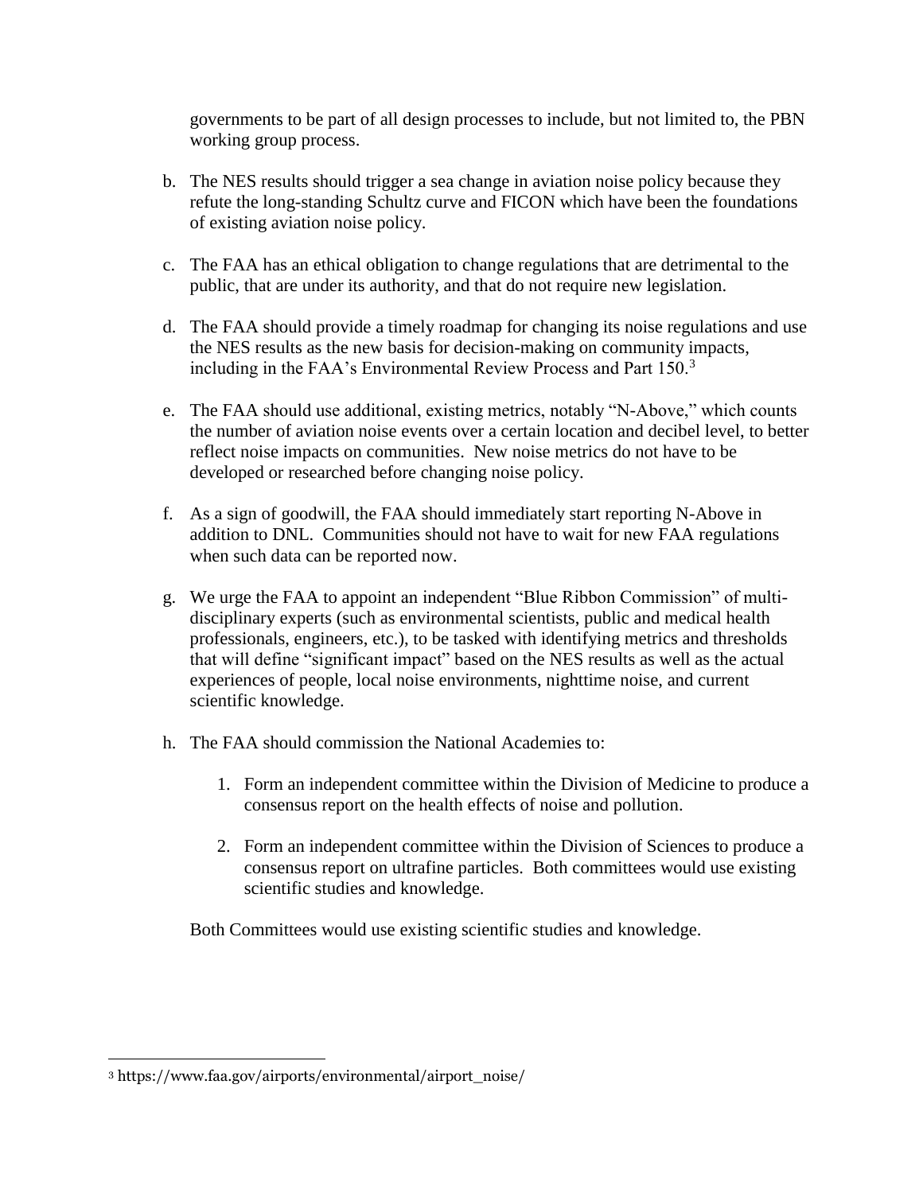governments to be part of all design processes to include, but not limited to, the PBN working group process.

b. The NES results should trigger a sea change in aviation noise policy because they refute the long-standing Schultz curve and FICON which have been the foundations of existing aviation noise policy.

c. The FAA has an ethical obligation to change regulations that are detrimental to the public, that are under its authority, and that do not require new legislation.

d. The FAA should provide a timely roadmap for changing its noise regulations and use the NES results as the new basis for decision-making on community impacts, including in the FAA's Environmental Review Process and Part 150.[3]

e. The FAA should use additional, existing metrics, notably "N-Above," which counts the number of aviation noise events over a certain location and decibel level, to better reflect noise impacts on communities. New noise metrics do not have to be developed or researched before changing noise policy.

f. As a sign of goodwill, the FAA should immediately start reporting N-Above in addition to DNL. Communities should not have to wait for new FAA regulations when such data can be reported now.

g. We urge the FAA to appoint an independent "Blue Ribbon Commission" of multi-disciplinary experts (such as environmental scientists, public and medical health professionals, engineers, etc.), to be tasked with identifying metrics and thresholds that will define "significant impact" based on the NES results as well as the actual experiences of people, local noise environments, nighttime noise, and current scientific knowledge.

h. The FAA should commission the National Academies to:

    1. Form an independent committee within the Division of Medicine to produce a consensus report on the health effects of noise and pollution.

    2. Form an independent committee within the Division of Sciences to produce a consensus report on ultrafine particles. Both committees would use existing scientific studies and knowledge.

   Both Committees would use existing scientific studies and knowledge.

[3] https://www.faa.gov/airports/environmental/airport_noise/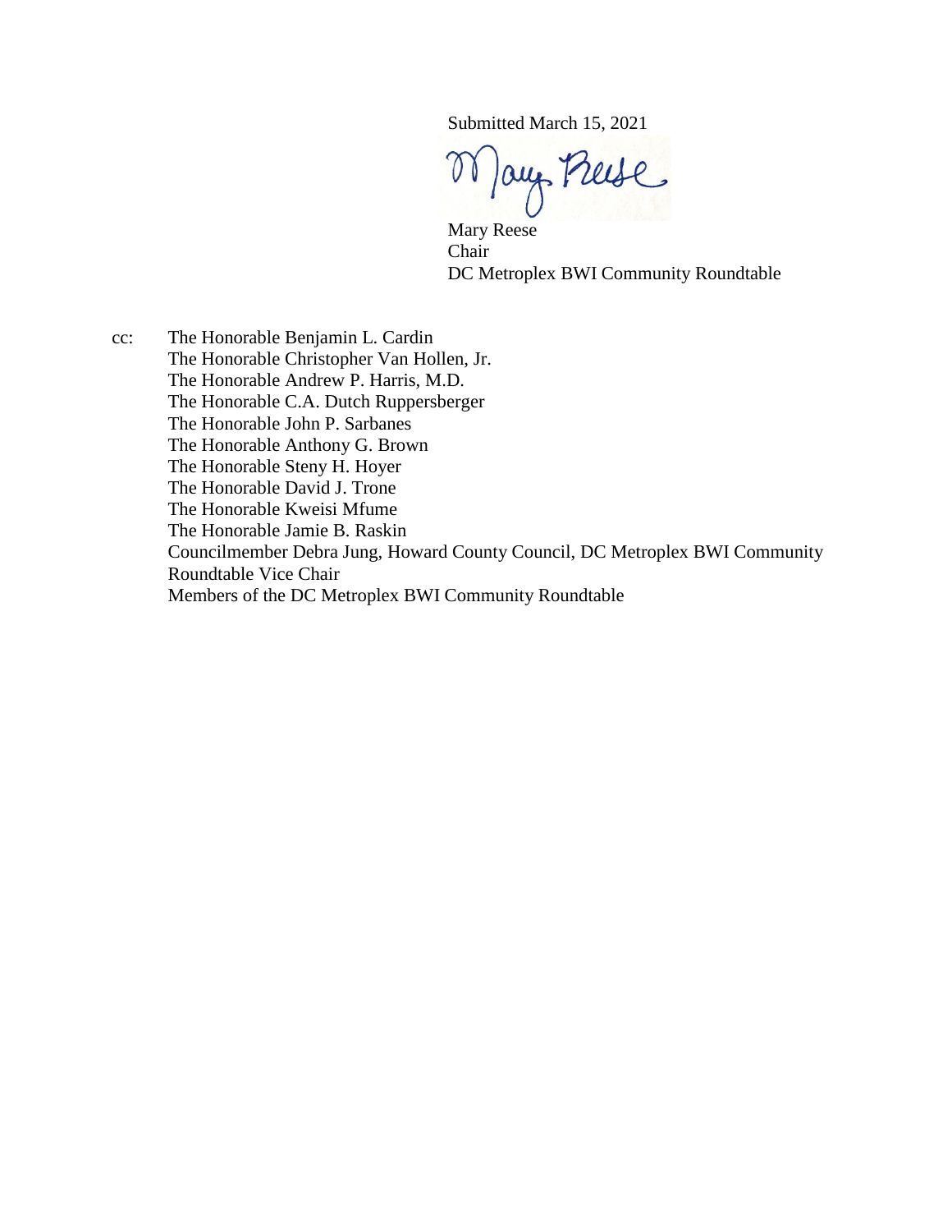Submitted March 15, 2021

Mary Reese

Mary Reese
Chair
DC Metroplex BWI Community Roundtable

cc: The Honorable Benjamin L. Cardin
The Honorable Christopher Van Hollen, Jr.
The Honorable Andrew P. Harris, M.D.
The Honorable C.A. Dutch Ruppersberger
The Honorable John P. Sarbanes
The Honorable Anthony G. Brown
The Honorable Steny H. Hoyer
The Honorable David J. Trone
The Honorable Kweisi Mfume
The Honorable Jamie B. Raskin
Councilmember Debra Jung, Howard County Council, DC Metroplex BWI Community Roundtable Vice Chair
Members of the DC Metroplex BWI Community Roundtable